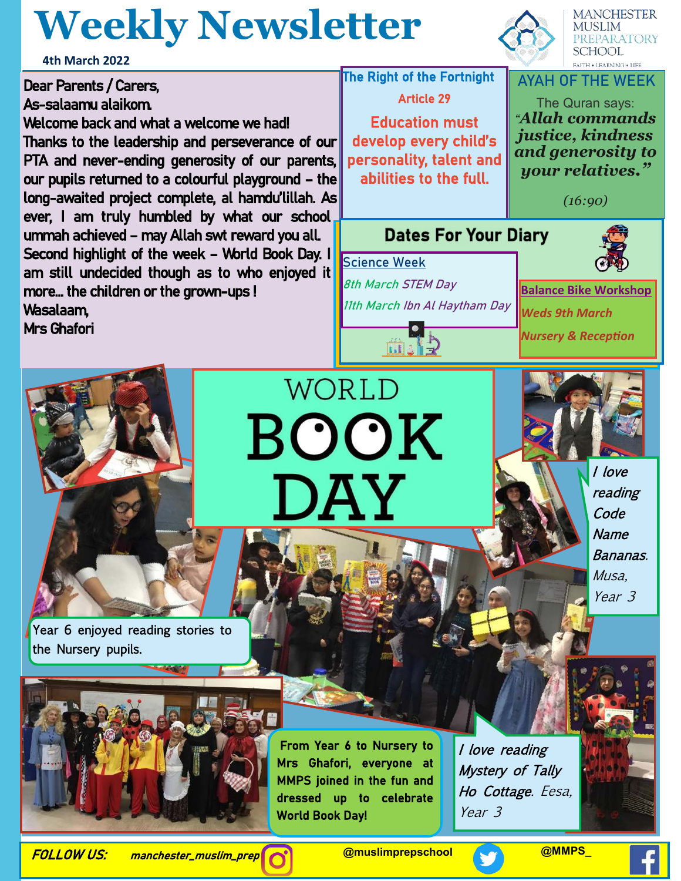# Weekly Newsletter

4th March 2022

MANCHESTER MUSLIM PREPARATORY SCHOOL
FAITH • LEARNING • LIFE

Dear Parents / Carers,
As-salaamu alaikom.
Welcome back and what a welcome we had!
Thanks to the leadership and perseverance of our PTA and never-ending generosity of our parents, our pupils returned to a colourful playground – the long-awaited project complete, al hamdu'lillah. As ever, I am truly humbled by what our school ummah achieved – may Allah swt reward you all.
Second highlight of the week – World Book Day. I am still undecided though as to who enjoyed it more… the children or the grown-ups !
Wasalaam,
Mrs Ghafori

## The Right of the Fortnight

**Article 29**

**Education must develop every child's personality, talent and abilities to the full.**

## AYAH OF THE WEEK

The Quran says:
***"Allah commands justice, kindness and generosity to your relatives."***

*(16:90)*

## Dates For Your Diary

**Science Week**

*8th March STEM Day*

*11th March Ibn Al Haytham Day*

**Balance Bike Workshop**

*Weds 9th March*

*Nursery & Reception*

## WORLD BOOK DAY

Year 6 enjoyed reading stories to the Nursery pupils.

*I love reading Code Name Bananas. Musa, Year 3*

From Year 6 to Nursery to Mrs Ghafori, everyone at MMPS joined in the fun and dressed up to celebrate World Book Day!

*I love reading Mystery of Tally Ho Cottage. Eesa, Year 3*

**FOLLOW US:** manchester_muslim_prep @muslimprepschool @MMPS_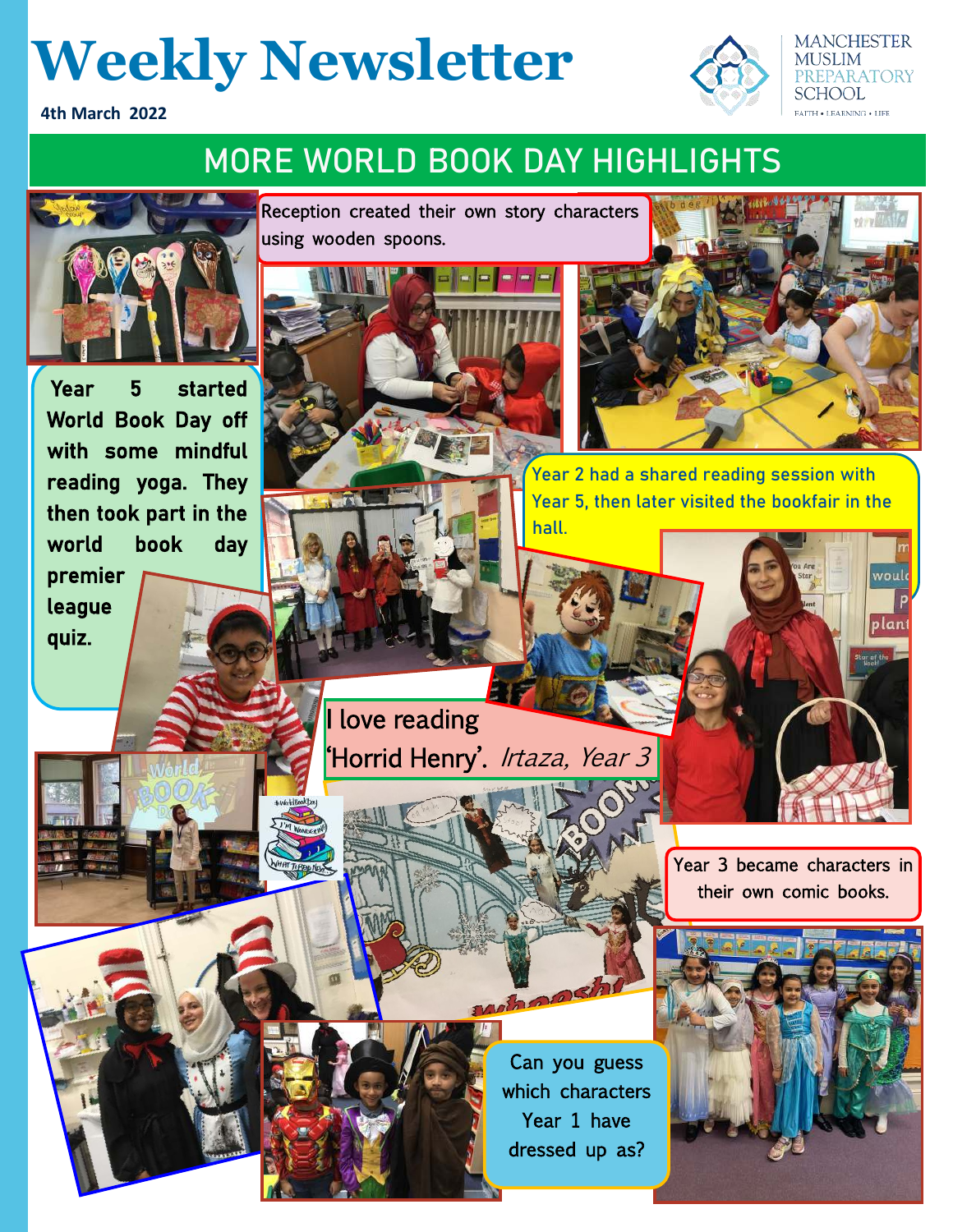# Weekly Newsletter

4th March 2022

MANCHESTER MUSLIM PREPARATORY SCHOOL

FAITH • LEARNING • LIFE

## MORE WORLD BOOK DAY HIGHLIGHTS

Reception created their own story characters using wooden spoons.

Year 5 started World Book Day off with some mindful reading yoga. They then took part in the world book day premier league quiz.

Year 2 had a shared reading session with Year 5, then later visited the bookfair in the hall.

I love reading 'Horrid Henry'. *Irtaza, Year 3*

Year 3 became characters in their own comic books.

Can you guess which characters Year 1 have dressed up as?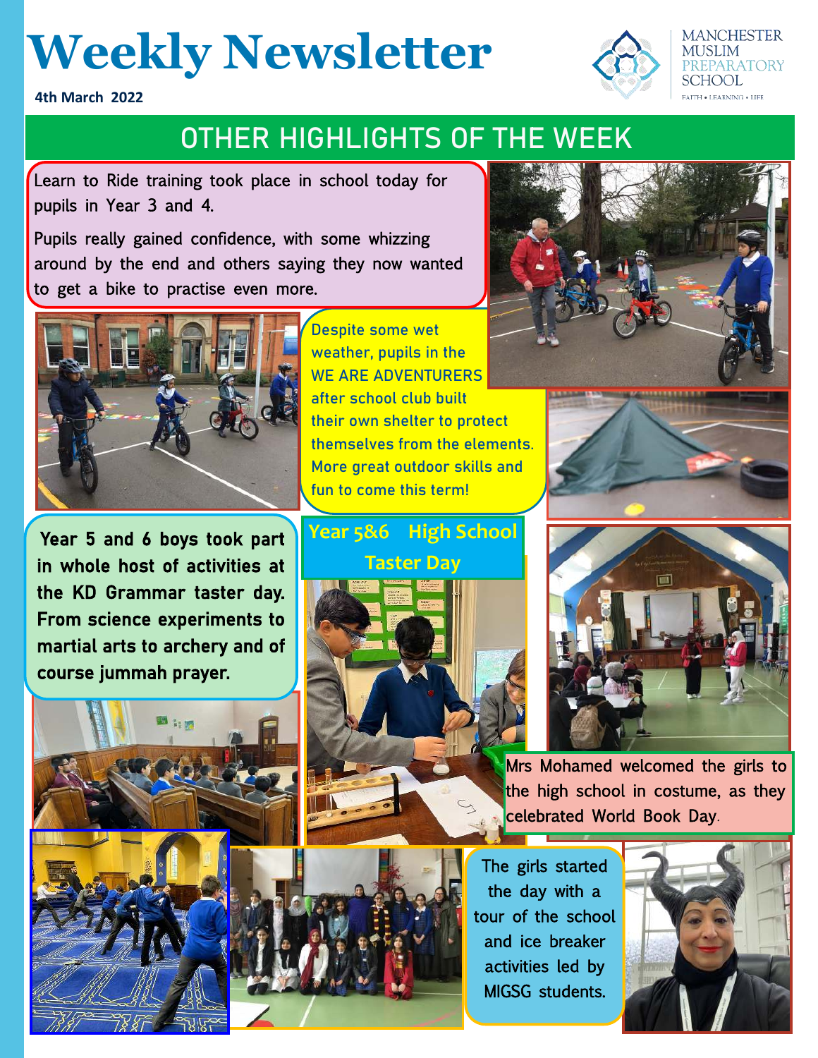# Weekly Newsletter

**4th March 2022**

MANCHESTER MUSLIM PREPARATORY SCHOOL

FAITH • LEARNING • LIFE

## OTHER HIGHLIGHTS OF THE WEEK

Learn to Ride training took place in school today for pupils in Year 3 and 4.

Pupils really gained confidence, with some whizzing around by the end and others saying they now wanted to get a bike to practise even more.

Despite some wet weather, pupils in the WE ARE ADVENTURERS after school club built their own shelter to protect themselves from the elements. More great outdoor skills and fun to come this term!

### Year 5&6 High School Taster Day

**Year 5 and 6 boys took part in whole host of activities at the KD Grammar taster day. From science experiments to martial arts to archery and of course jummah prayer.**

Mrs Mohamed welcomed the girls to the high school in costume, as they celebrated World Book Day.

The girls started the day with a tour of the school and ice breaker activities led by MIGSG students.